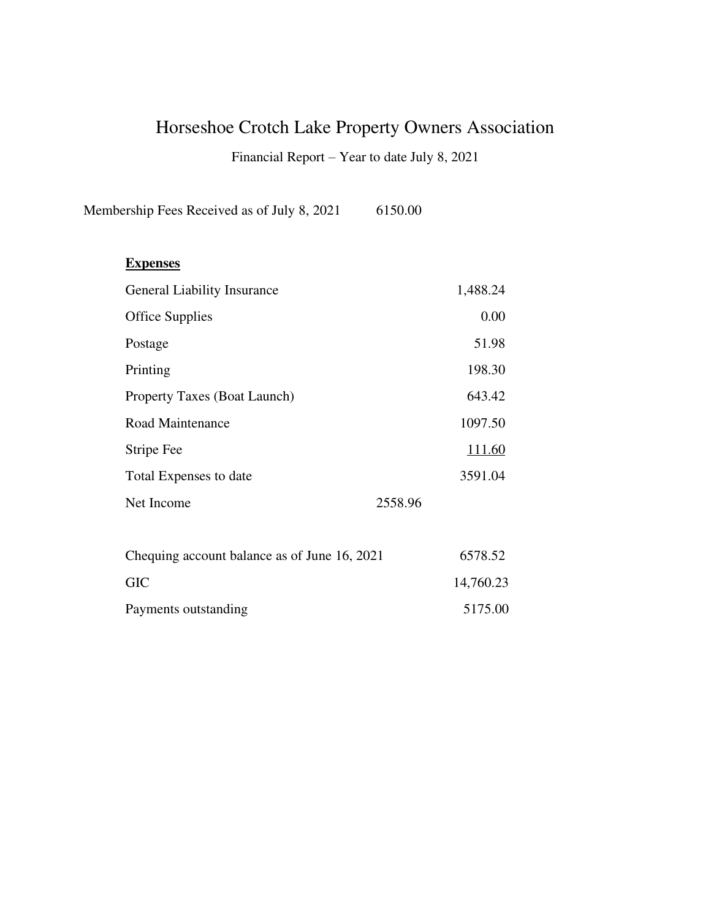# Horseshoe Crotch Lake Property Owners Association

Financial Report – Year to date July 8, 2021

Membership Fees Received as of July 8, 2021 6150.00

**Expenses**

| | | |
|---|---|---|
| General Liability Insurance | | 1,488.24 |
| Office Supplies | | 0.00 |
| Postage | | 51.98 |
| Printing | | 198.30 |
| Property Taxes (Boat Launch) | | 643.42 |
| Road Maintenance | | 1097.50 |
| Stripe Fee | | 111.60 |
| Total Expenses to date | | 3591.04 |
| Net Income | 2558.96 | |

| | |
|---|---|
| Chequing account balance as of June 16, 2021 | 6578.52 |
| GIC | 14,760.23 |
| Payments outstanding | 5175.00 |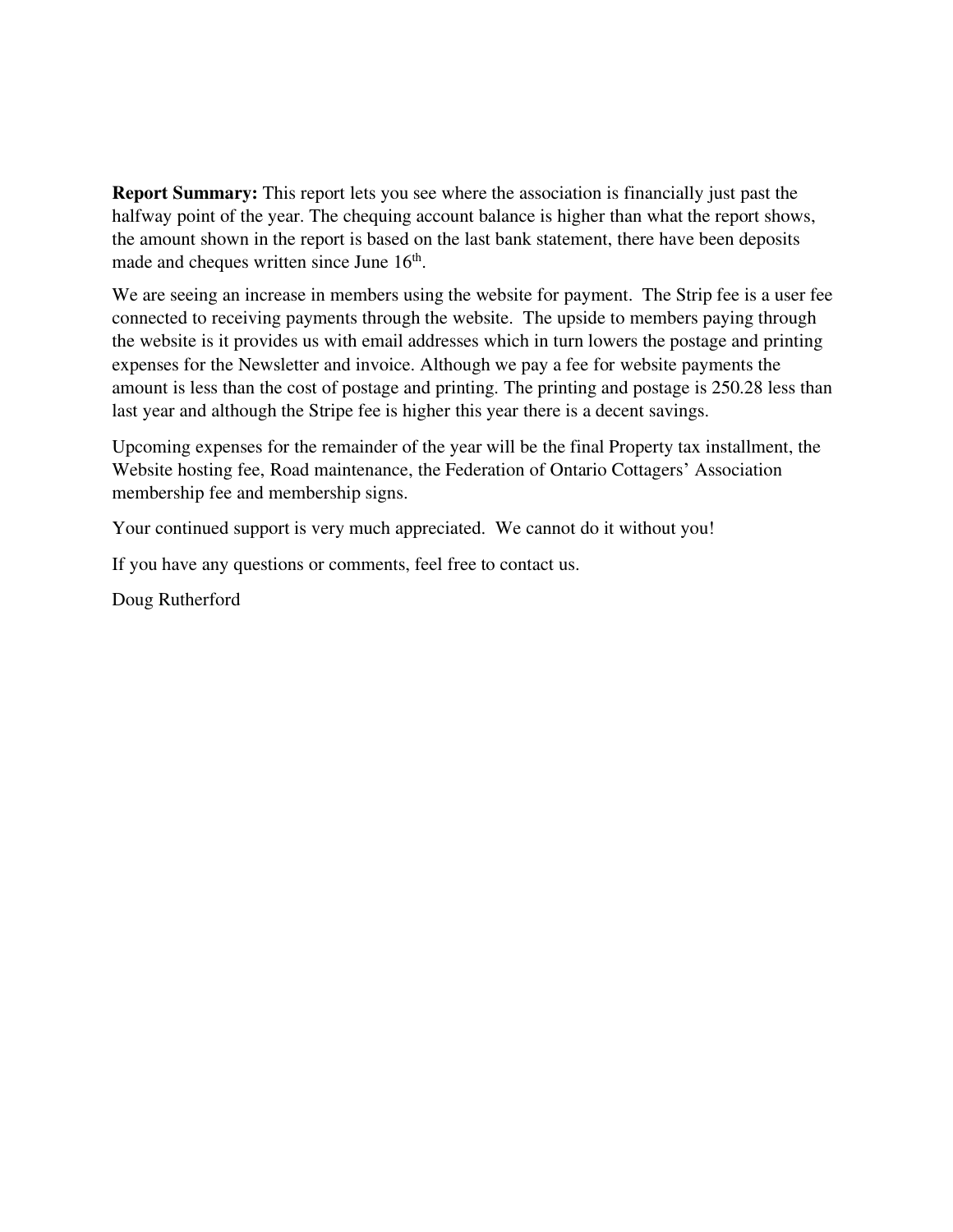**Report Summary:** This report lets you see where the association is financially just past the halfway point of the year. The chequing account balance is higher than what the report shows, the amount shown in the report is based on the last bank statement, there have been deposits made and cheques written since June 16th.

We are seeing an increase in members using the website for payment. The Strip fee is a user fee connected to receiving payments through the website. The upside to members paying through the website is it provides us with email addresses which in turn lowers the postage and printing expenses for the Newsletter and invoice. Although we pay a fee for website payments the amount is less than the cost of postage and printing. The printing and postage is 250.28 less than last year and although the Stripe fee is higher this year there is a decent savings.

Upcoming expenses for the remainder of the year will be the final Property tax installment, the Website hosting fee, Road maintenance, the Federation of Ontario Cottagers' Association membership fee and membership signs.

Your continued support is very much appreciated. We cannot do it without you!

If you have any questions or comments, feel free to contact us.

Doug Rutherford